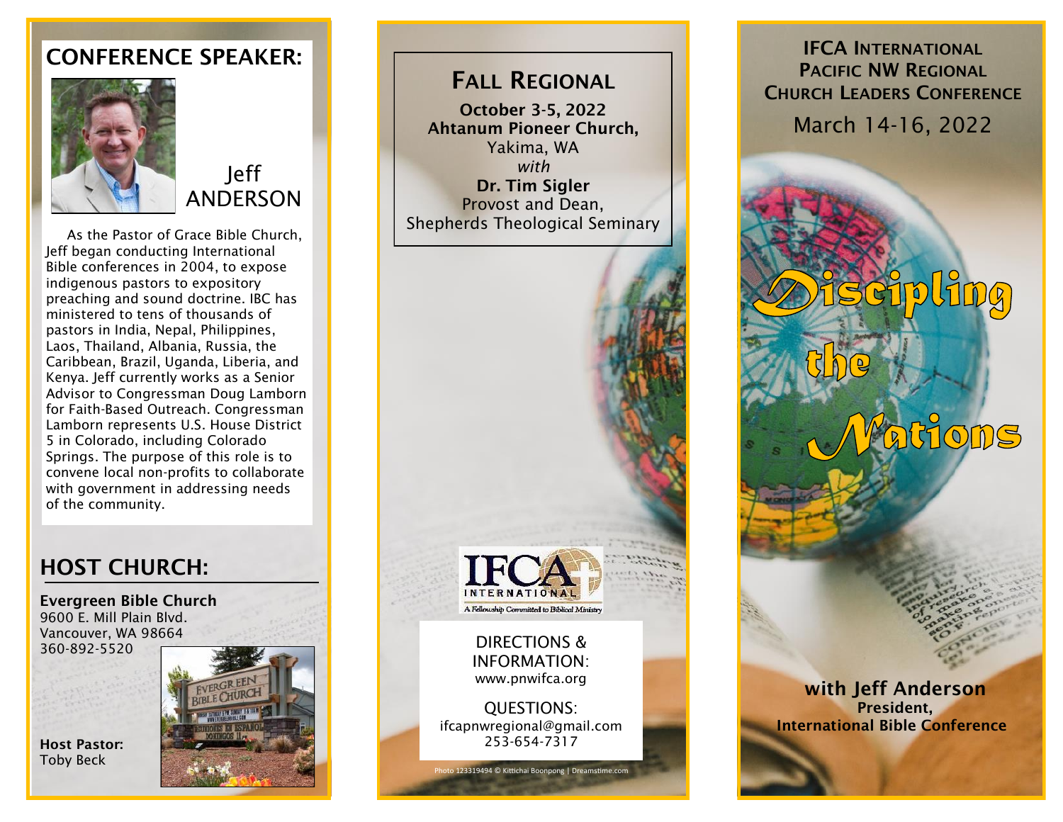## CONFERENCE SPEAKER:

### Jeff ANDERSON

As the Pastor of Grace Bible Church, Jeff began conducting International Bible conferences in 2004, to expose indigenous pastors to expository preaching and sound doctrine. IBC has ministered to tens of thousands of pastors in India, Nepal, Philippines, Laos, Thailand, Albania, Russia, the Caribbean, Brazil, Uganda, Liberia, and Kenya. Jeff currently works as a Senior Advisor to Congressman Doug Lamborn for Faith-Based Outreach. Congressman Lamborn represents U.S. House District 5 in Colorado, including Colorado Springs. The purpose of this role is to convene local non-profits to collaborate with government in addressing needs of the community.

## HOST CHURCH:

**Evergreen Bible Church**
9600 E. Mill Plain Blvd.
Vancouver, WA 98664
360-892-5520

**Host Pastor:**
Toby Beck

## FALL REGIONAL

**October 3-5, 2022**
**Ahtanum Pioneer Church,**
Yakima, WA
*with*
**Dr. Tim Sigler**
Provost and Dean,
Shepherds Theological Seminary

IFCA INTERNATIONAL
A Fellowship Committed to Biblical Ministry

DIRECTIONS & INFORMATION:
www.pnwifca.org

QUESTIONS:
ifcapnwregional@gmail.com
253-654-7317

Photo 123319494 © Kittichai Boonpong | Dreamstime.com

## IFCA INTERNATIONAL PACIFIC NW REGIONAL CHURCH LEADERS CONFERENCE

March 14-16, 2022

# Discipling the Nations

**with Jeff Anderson**
**President,**
**International Bible Conference**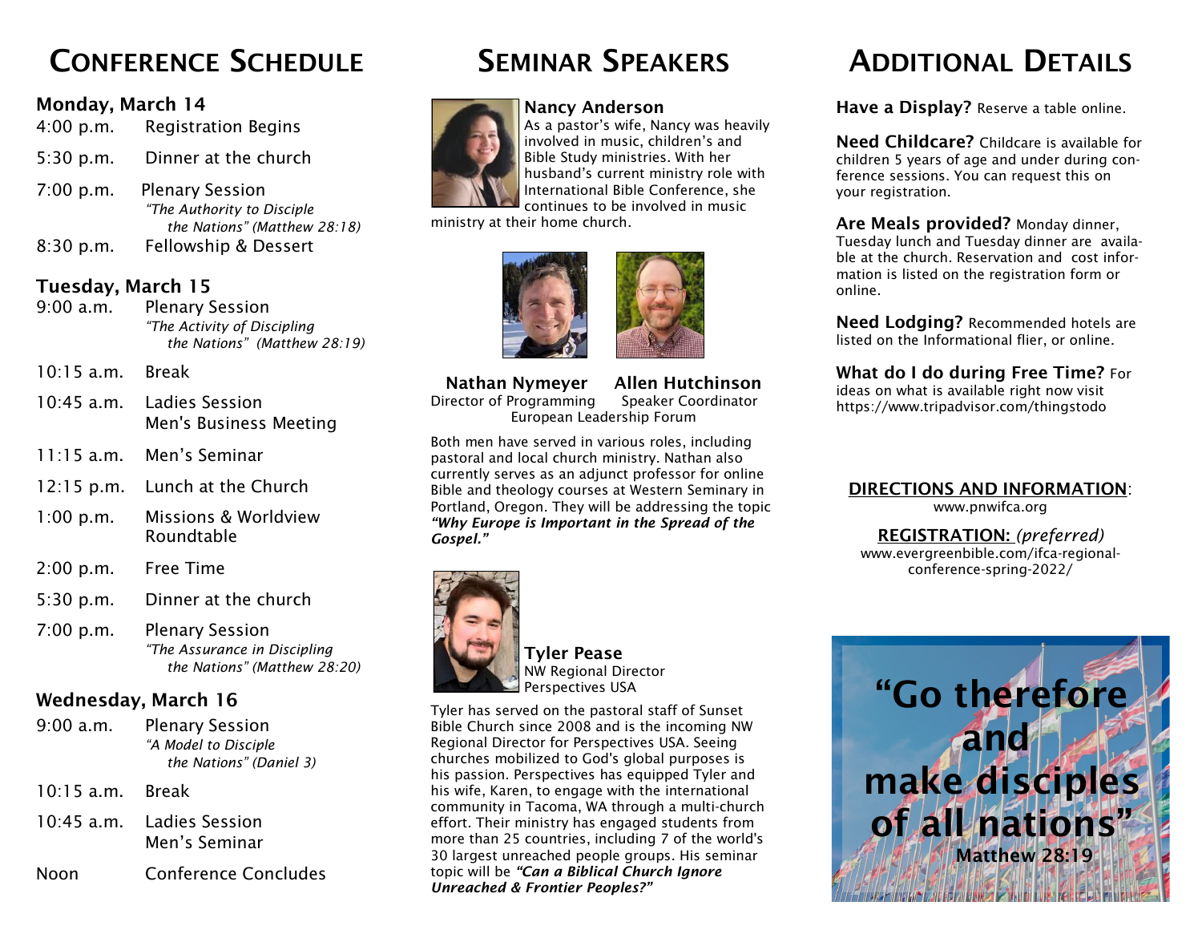# Conference Schedule

### Monday, March 14

4:00 p.m. Registration Begins

5:30 p.m. Dinner at the church

7:00 p.m. Plenary Session
*"The Authority to Disciple the Nations" (Matthew 28:18)*

8:30 p.m. Fellowship & Dessert

### Tuesday, March 15

9:00 a.m. Plenary Session
*"The Activity of Discipling the Nations" (Matthew 28:19)*

10:15 a.m. Break

10:45 a.m. Ladies Session
Men's Business Meeting

11:15 a.m. Men's Seminar

12:15 p.m. Lunch at the Church

1:00 p.m. Missions & Worldview Roundtable

2:00 p.m. Free Time

5:30 p.m. Dinner at the church

7:00 p.m. Plenary Session
*"The Assurance in Discipling the Nations" (Matthew 28:20)*

### Wednesday, March 16

9:00 a.m. Plenary Session
*"A Model to Disciple the Nations" (Daniel 3)*

10:15 a.m. Break

10:45 a.m. Ladies Session
Men's Seminar

Noon Conference Concludes

# Seminar Speakers

**Nancy Anderson**
As a pastor's wife, Nancy was heavily involved in music, children's and Bible Study ministries. With her husband's current ministry role with International Bible Conference, she continues to be involved in music ministry at their home church.

**Nathan Nymeyer** — Director of Programming
**Allen Hutchinson** — Speaker Coordinator
European Leadership Forum

Both men have served in various roles, including pastoral and local church ministry. Nathan also currently serves as an adjunct professor for online Bible and theology courses at Western Seminary in Portland, Oregon. They will be addressing the topic ***"Why Europe is Important in the Spread of the Gospel."***

**Tyler Pease**
NW Regional Director
Perspectives USA

Tyler has served on the pastoral staff of Sunset Bible Church since 2008 and is the incoming NW Regional Director for Perspectives USA. Seeing churches mobilized to God's global purposes is his passion. Perspectives has equipped Tyler and his wife, Karen, to engage with the international community in Tacoma, WA through a multi-church effort. Their ministry has engaged students from more than 25 countries, including 7 of the world's 30 largest unreached people groups. His seminar topic will be ***"Can a Biblical Church Ignore Unreached & Frontier Peoples?"***

# Additional Details

**Have a Display?** Reserve a table online.

**Need Childcare?** Childcare is available for children 5 years of age and under during conference sessions. You can request this on your registration.

**Are Meals provided?** Monday dinner, Tuesday lunch and Tuesday dinner are available at the church. Reservation and cost information is listed on the registration form or online.

**Need Lodging?** Recommended hotels are listed on the Informational flier, or online.

**What do I do during Free Time?** For ideas on what is available right now visit https://www.tripadvisor.com/thingstodo

**DIRECTIONS AND INFORMATION**:
www.pnwifca.org

**REGISTRATION:** *(preferred)*
www.evergreenbible.com/ifca-regional-conference-spring-2022/

**"Go therefore and make disciples of all nations"**
**Matthew 28:19**